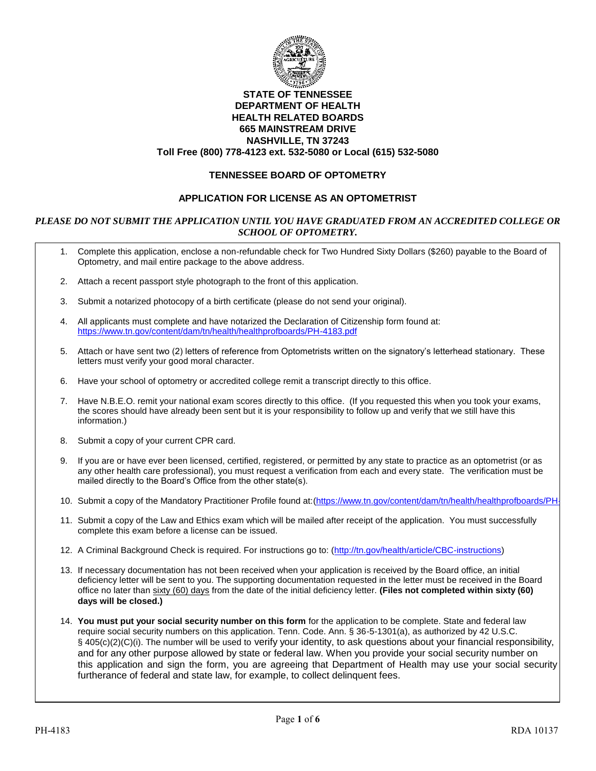**STATE OF TENNESSEE**
**DEPARTMENT OF HEALTH**
**HEALTH RELATED BOARDS**
**665 MAINSTREAM DRIVE**
**NASHVILLE, TN 37243**
**Toll Free (800) 778-4123 ext. 532-5080 or Local (615) 532-5080**

# TENNESSEE BOARD OF OPTOMETRY

## APPLICATION FOR LICENSE AS AN OPTOMETRIST

***PLEASE DO NOT SUBMIT THE APPLICATION UNTIL YOU HAVE GRADUATED FROM AN ACCREDITED COLLEGE OR SCHOOL OF OPTOMETRY.***

1. Complete this application, enclose a non-refundable check for Two Hundred Sixty Dollars ($260) payable to the Board of Optometry, and mail entire package to the above address.

2. Attach a recent passport style photograph to the front of this application.

3. Submit a notarized photocopy of a birth certificate (please do not send your original).

4. All applicants must complete and have notarized the Declaration of Citizenship form found at: https://www.tn.gov/content/dam/tn/health/healthprofboards/PH-4183.pdf

5. Attach or have sent two (2) letters of reference from Optometrists written on the signatory's letterhead stationary. These letters must verify your good moral character.

6. Have your school of optometry or accredited college remit a transcript directly to this office.

7. Have N.B.E.O. remit your national exam scores directly to this office. (If you requested this when you took your exams, the scores should have already been sent but it is your responsibility to follow up and verify that we still have this information.)

8. Submit a copy of your current CPR card.

9. If you are or have ever been licensed, certified, registered, or permitted by any state to practice as an optometrist (or as any other health care professional), you must request a verification from each and every state. The verification must be mailed directly to the Board's Office from the other state(s).

10. Submit a copy of the Mandatory Practitioner Profile found at:(https://www.tn.gov/content/dam/tn/health/healthprofboards/PH-

11. Submit a copy of the Law and Ethics exam which will be mailed after receipt of the application. You must successfully complete this exam before a license can be issued.

12. A Criminal Background Check is required. For instructions go to: (http://tn.gov/health/article/CBC-instructions)

13. If necessary documentation has not been received when your application is received by the Board office, an initial deficiency letter will be sent to you. The supporting documentation requested in the letter must be received in the Board office no later than sixty (60) days from the date of the initial deficiency letter. **(Files not completed within sixty (60) days will be closed.)**

14. **You must put your social security number on this form** for the application to be complete. State and federal law require social security numbers on this application. Tenn. Code. Ann. § 36-5-1301(a), as authorized by 42 U.S.C. § 405(c)(2)(C)(i). The number will be used to verify your identity, to ask questions about your financial responsibility, and for any other purpose allowed by state or federal law. When you provide your social security number on this application and sign the form, you are agreeing that Department of Health may use your social security furtherance of federal and state law, for example, to collect delinquent fees.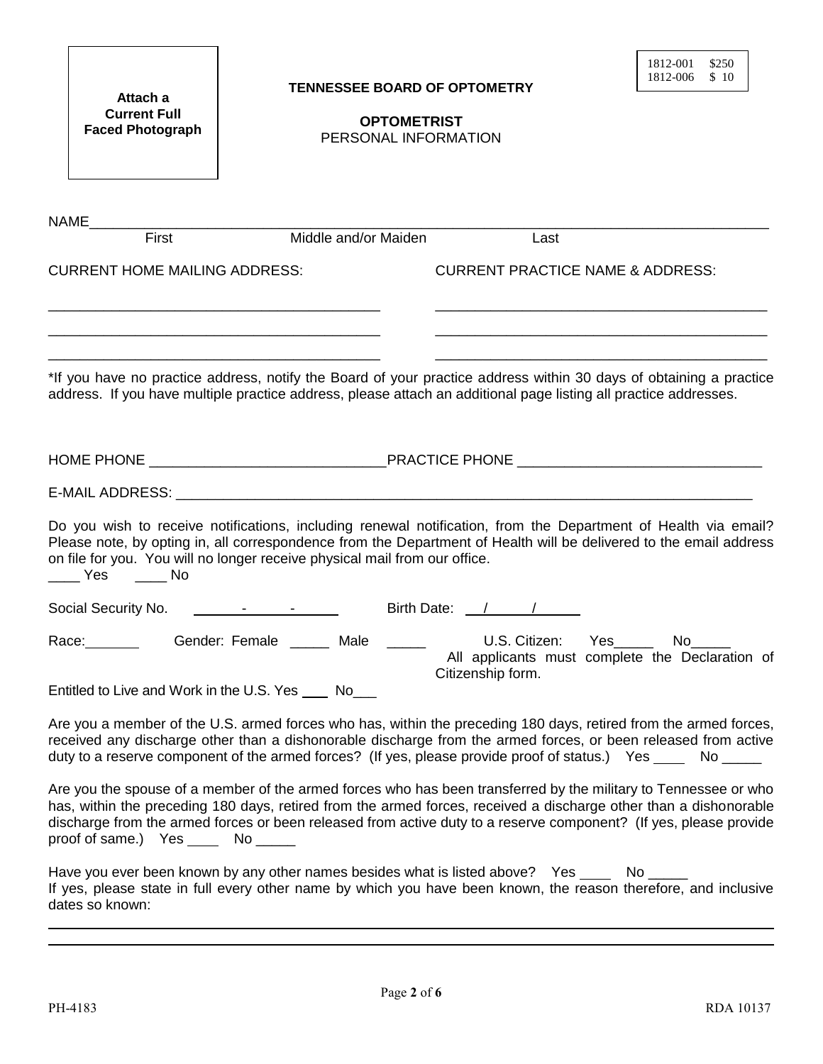Attach a Current Full Faced Photograph

| | |
|---|---|
| 1812-001 | $250 |
| 1812-006 | $ 10 |

# TENNESSEE BOARD OF OPTOMETRY

## OPTOMETRIST

PERSONAL INFORMATION

NAME______________________________________________________________________________

First Middle and/or Maiden Last

CURRENT HOME MAILING ADDRESS:

________________________________________

________________________________________

________________________________________

CURRENT PRACTICE NAME & ADDRESS:

________________________________________

________________________________________

________________________________________

*If you have no practice address, notify the Board of your practice address within 30 days of obtaining a practice address. If you have multiple practice address, please attach an additional page listing all practice addresses.

HOME PHONE ____________________________PRACTICE PHONE ______________________________

E-MAIL ADDRESS: ____________________________________________________________________

Do you wish to receive notifications, including renewal notification, from the Department of Health via email? Please note, by opting in, all correspondence from the Department of Health will be delivered to the email address on file for you. You will no longer receive physical mail from our office.

____ Yes ____ No

Social Security No. ______-______-______ Birth Date: ___/_____/_____

Race:_______ Gender: Female _____ Male _____ U.S. Citizen: Yes_____ No_____

All applicants must complete the Declaration of Citizenship form.

Entitled to Live and Work in the U.S. Yes ____ No___

Are you a member of the U.S. armed forces who has, within the preceding 180 days, retired from the armed forces, received any discharge other than a dishonorable discharge from the armed forces, or been released from active duty to a reserve component of the armed forces? (If yes, please provide proof of status.) Yes ____ No _____

Are you the spouse of a member of the armed forces who has been transferred by the military to Tennessee or who has, within the preceding 180 days, retired from the armed forces, received a discharge other than a dishonorable discharge from the armed forces or been released from active duty to a reserve component? (If yes, please provide proof of same.) Yes ____ No _____

Have you ever been known by any other names besides what is listed above? Yes ____ No _____

If yes, please state in full every other name by which you have been known, the reason therefore, and inclusive dates so known:

______________________________________________________________________________

______________________________________________________________________________

PH-4183 RDA 10137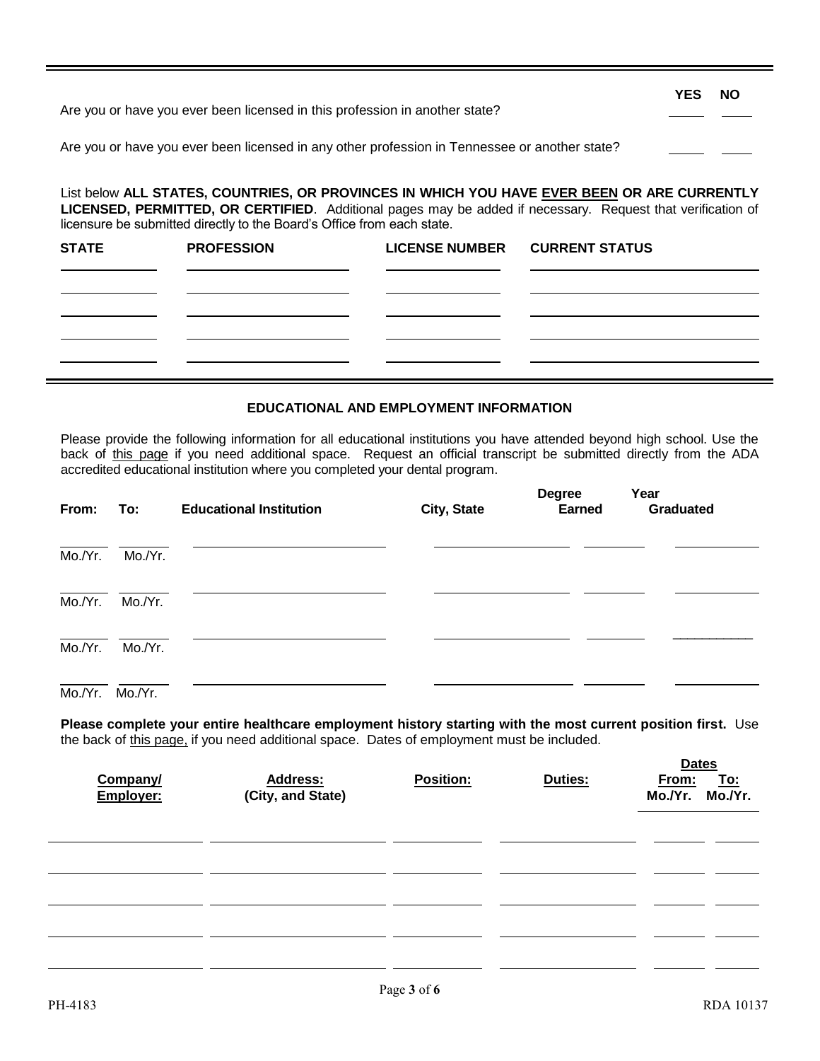| | YES | NO |
|---|---|---|
| Are you or have you ever been licensed in this profession in another state? | | |
| Are you or have you ever been licensed in any other profession in Tennessee or another state? | | |

List below **ALL STATES, COUNTRIES, OR PROVINCES IN WHICH YOU HAVE EVER BEEN OR ARE CURRENTLY LICENSED, PERMITTED, OR CERTIFIED**. Additional pages may be added if necessary. Request that verification of licensure be submitted directly to the Board's Office from each state.

| STATE | PROFESSION | LICENSE NUMBER | CURRENT STATUS |
|---|---|---|---|
| | | | |
| | | | |
| | | | |
| | | | |
| | | | |

## EDUCATIONAL AND EMPLOYMENT INFORMATION

Please provide the following information for all educational institutions you have attended beyond high school. Use the back of this page if you need additional space. Request an official transcript be submitted directly from the ADA accredited educational institution where you completed your dental program.

| From: | To: | Educational Institution | City, State | Degree Earned | Year Graduated |
|---|---|---|---|---|---|
| Mo./Yr. | Mo./Yr. | | | | |
| Mo./Yr. | Mo./Yr. | | | | |
| Mo./Yr. | Mo./Yr. | | | | |
| Mo./Yr. | Mo./Yr. | | | | |

**Please complete your entire healthcare employment history starting with the most current position first.** Use the back of this page, if you need additional space. Dates of employment must be included.

| Company/ Employer: | Address: (City, and State) | Position: | Duties: | Dates From: Mo./Yr. | Dates To: Mo./Yr. |
|---|---|---|---|---|---|
| | | | | | |
| | | | | | |
| | | | | | |
| | | | | | |
| | | | | | |

PH-4183 RDA 10137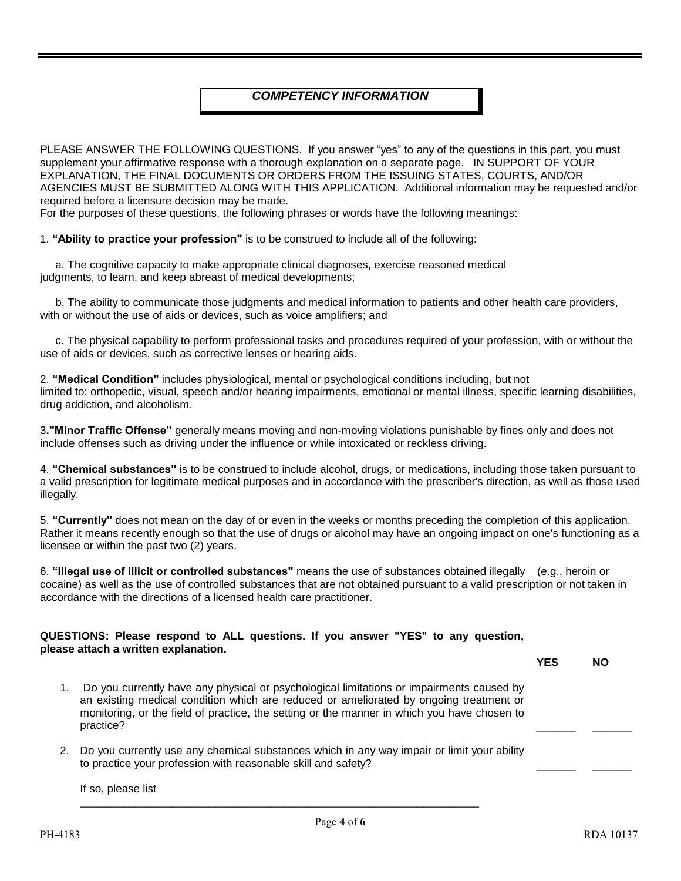## *COMPETENCY INFORMATION*

PLEASE ANSWER THE FOLLOWING QUESTIONS. If you answer "yes" to any of the questions in this part, you must supplement your affirmative response with a thorough explanation on a separate page. IN SUPPORT OF YOUR EXPLANATION, THE FINAL DOCUMENTS OR ORDERS FROM THE ISSUING STATES, COURTS, AND/OR AGENCIES MUST BE SUBMITTED ALONG WITH THIS APPLICATION. Additional information may be requested and/or required before a licensure decision may be made.

For the purposes of these questions, the following phrases or words have the following meanings:

1. **"Ability to practice your profession"** is to be construed to include all of the following:

   a. The cognitive capacity to make appropriate clinical diagnoses, exercise reasoned medical judgments, to learn, and keep abreast of medical developments;

   b. The ability to communicate those judgments and medical information to patients and other health care providers, with or without the use of aids or devices, such as voice amplifiers; and

   c. The physical capability to perform professional tasks and procedures required of your profession, with or without the use of aids or devices, such as corrective lenses or hearing aids.

2. **"Medical Condition"** includes physiological, mental or psychological conditions including, but not limited to: orthopedic, visual, speech and/or hearing impairments, emotional or mental illness, specific learning disabilities, drug addiction, and alcoholism.

3. **"Minor Traffic Offense"** generally means moving and non-moving violations punishable by fines only and does not include offenses such as driving under the influence or while intoxicated or reckless driving.

4. **"Chemical substances"** is to be construed to include alcohol, drugs, or medications, including those taken pursuant to a valid prescription for legitimate medical purposes and in accordance with the prescriber's direction, as well as those used illegally.

5. **"Currently"** does not mean on the day of or even in the weeks or months preceding the completion of this application. Rather it means recently enough so that the use of drugs or alcohol may have an ongoing impact on one's functioning as a licensee or within the past two (2) years.

6. **"Illegal use of illicit or controlled substances"** means the use of substances obtained illegally (e.g., heroin or cocaine) as well as the use of controlled substances that are not obtained pursuant to a valid prescription or not taken in accordance with the directions of a licensed health care practitioner.

**QUESTIONS: Please respond to ALL questions. If you answer "YES" to any question, please attach a written explanation.**

| | Question | YES | NO |
|---|---|---|---|
| 1. | Do you currently have any physical or psychological limitations or impairments caused by an existing medical condition which are reduced or ameliorated by ongoing treatment or monitoring, or the field of practice, the setting or the manner in which you have chosen to practice? | ______ | ______ |
| 2. | Do you currently use any chemical substances which in any way impair or limit your ability to practice your profession with reasonable skill and safety? | ______ | ______ |

If so, please list

______________________________________________________________________

PH-4183 RDA 10137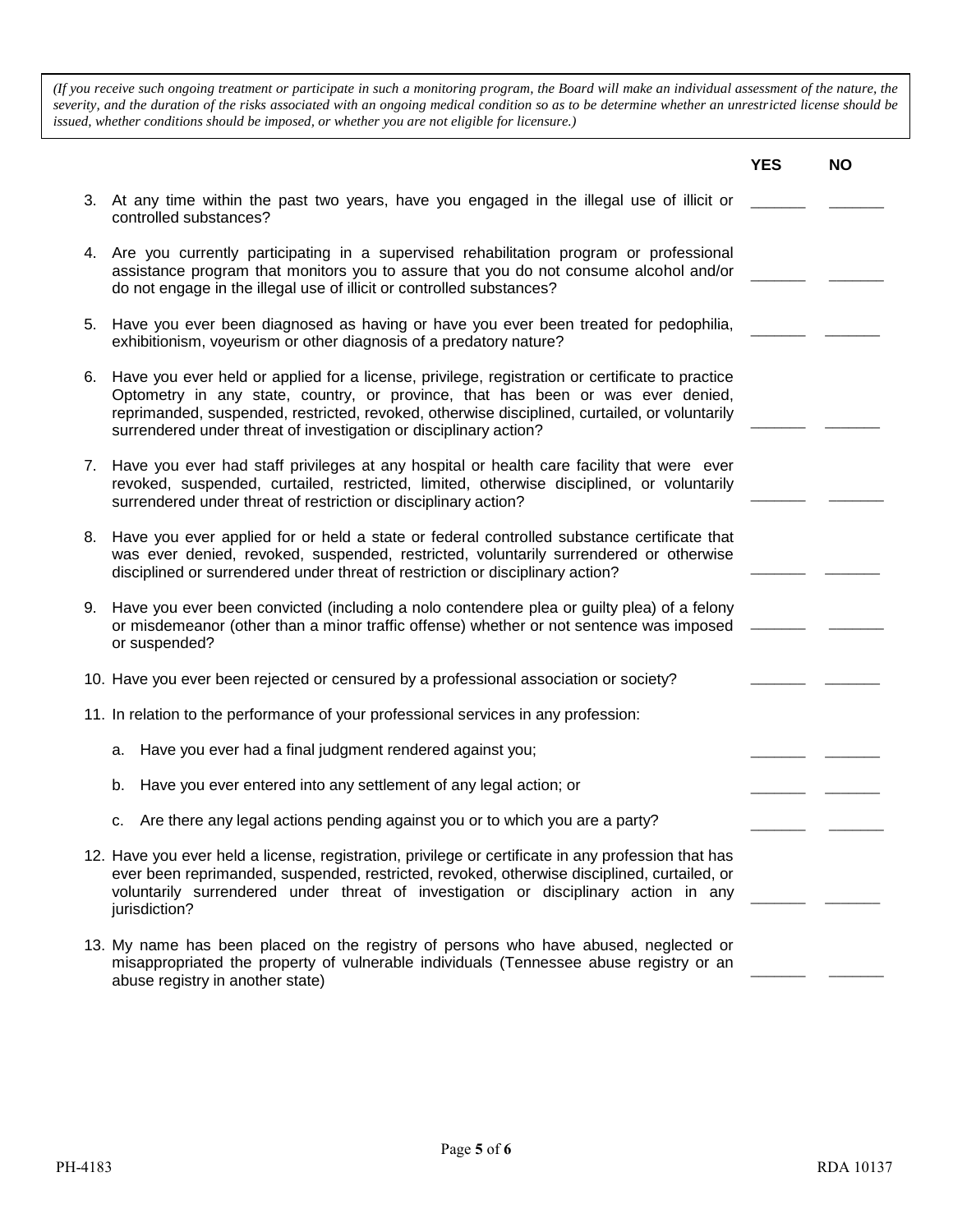*(If you receive such ongoing treatment or participate in such a monitoring program, the Board will make an individual assessment of the nature, the severity, and the duration of the risks associated with an ongoing medical condition so as to be determine whether an unrestricted license should be issued, whether conditions should be imposed, or whether you are not eligible for licensure.)*

| | | YES | NO |
|---|---|---|---|
| 3. | At any time within the past two years, have you engaged in the illegal use of illicit or controlled substances? | ______ | ______ |
| 4. | Are you currently participating in a supervised rehabilitation program or professional assistance program that monitors you to assure that you do not consume alcohol and/or do not engage in the illegal use of illicit or controlled substances? | ______ | ______ |
| 5. | Have you ever been diagnosed as having or have you ever been treated for pedophilia, exhibitionism, voyeurism or other diagnosis of a predatory nature? | ______ | ______ |
| 6. | Have you ever held or applied for a license, privilege, registration or certificate to practice Optometry in any state, country, or province, that has been or was ever denied, reprimanded, suspended, restricted, revoked, otherwise disciplined, curtailed, or voluntarily surrendered under threat of investigation or disciplinary action? | ______ | ______ |
| 7. | Have you ever had staff privileges at any hospital or health care facility that were ever revoked, suspended, curtailed, restricted, limited, otherwise disciplined, or voluntarily surrendered under threat of restriction or disciplinary action? | ______ | ______ |
| 8. | Have you ever applied for or held a state or federal controlled substance certificate that was ever denied, revoked, suspended, restricted, voluntarily surrendered or otherwise disciplined or surrendered under threat of restriction or disciplinary action? | ______ | ______ |
| 9. | Have you ever been convicted (including a nolo contendere plea or guilty plea) of a felony or misdemeanor (other than a minor traffic offense) whether or not sentence was imposed or suspended? | ______ | ______ |
| 10. | Have you ever been rejected or censured by a professional association or society? | ______ | ______ |
| 11. | In relation to the performance of your professional services in any profession: | | |
| | a. Have you ever had a final judgment rendered against you; | ______ | ______ |
| | b. Have you ever entered into any settlement of any legal action; or | ______ | ______ |
| | c. Are there any legal actions pending against you or to which you are a party? | ______ | ______ |
| 12. | Have you ever held a license, registration, privilege or certificate in any profession that has ever been reprimanded, suspended, restricted, revoked, otherwise disciplined, curtailed, or voluntarily surrendered under threat of investigation or disciplinary action in any jurisdiction? | ______ | ______ |
| 13. | My name has been placed on the registry of persons who have abused, neglected or misappropriated the property of vulnerable individuals (Tennessee abuse registry or an abuse registry in another state) | ______ | ______ |

PH-4183 RDA 10137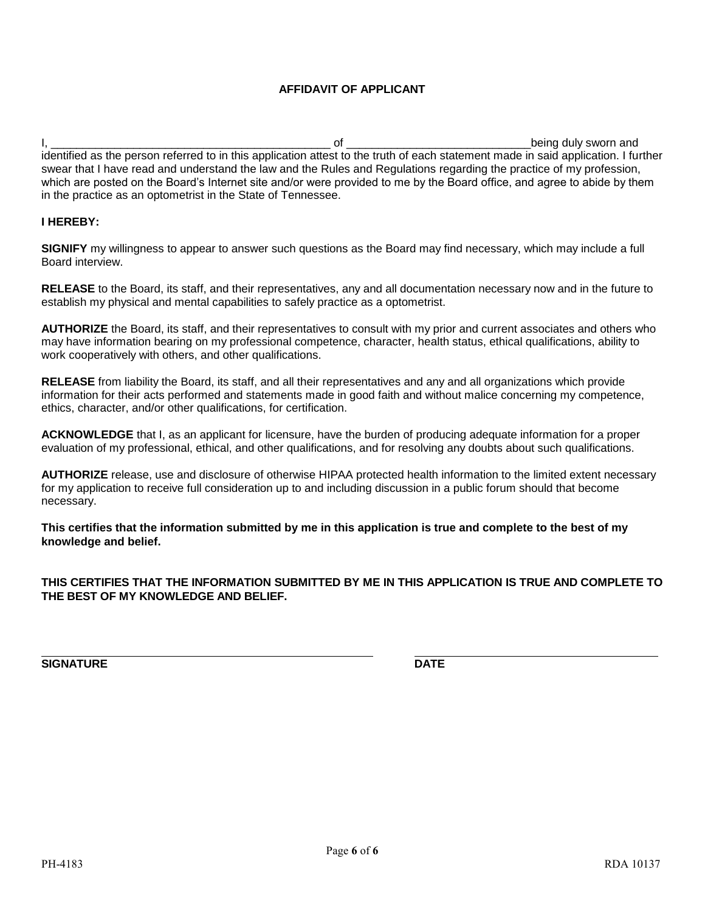## AFFIDAVIT OF APPLICANT

I, _____________________________________________ of _____________________________being duly sworn and identified as the person referred to in this application attest to the truth of each statement made in said application. I further swear that I have read and understand the law and the Rules and Regulations regarding the practice of my profession, which are posted on the Board's Internet site and/or were provided to me by the Board office, and agree to abide by them in the practice as an optometrist in the State of Tennessee.

**I HEREBY:**

**SIGNIFY** my willingness to appear to answer such questions as the Board may find necessary, which may include a full Board interview.

**RELEASE** to the Board, its staff, and their representatives, any and all documentation necessary now and in the future to establish my physical and mental capabilities to safely practice as a optometrist.

**AUTHORIZE** the Board, its staff, and their representatives to consult with my prior and current associates and others who may have information bearing on my professional competence, character, health status, ethical qualifications, ability to work cooperatively with others, and other qualifications.

**RELEASE** from liability the Board, its staff, and all their representatives and any and all organizations which provide information for their acts performed and statements made in good faith and without malice concerning my competence, ethics, character, and/or other qualifications, for certification.

**ACKNOWLEDGE** that I, as an applicant for licensure, have the burden of producing adequate information for a proper evaluation of my professional, ethical, and other qualifications, and for resolving any doubts about such qualifications.

**AUTHORIZE** release, use and disclosure of otherwise HIPAA protected health information to the limited extent necessary for my application to receive full consideration up to and including discussion in a public forum should that become necessary.

**This certifies that the information submitted by me in this application is true and complete to the best of my knowledge and belief.**

**THIS CERTIFIES THAT THE INFORMATION SUBMITTED BY ME IN THIS APPLICATION IS TRUE AND COMPLETE TO THE BEST OF MY KNOWLEDGE AND BELIEF.**

_______________________________________________ _______________________________________

**SIGNATURE** **DATE**

PH-4183 RDA 10137